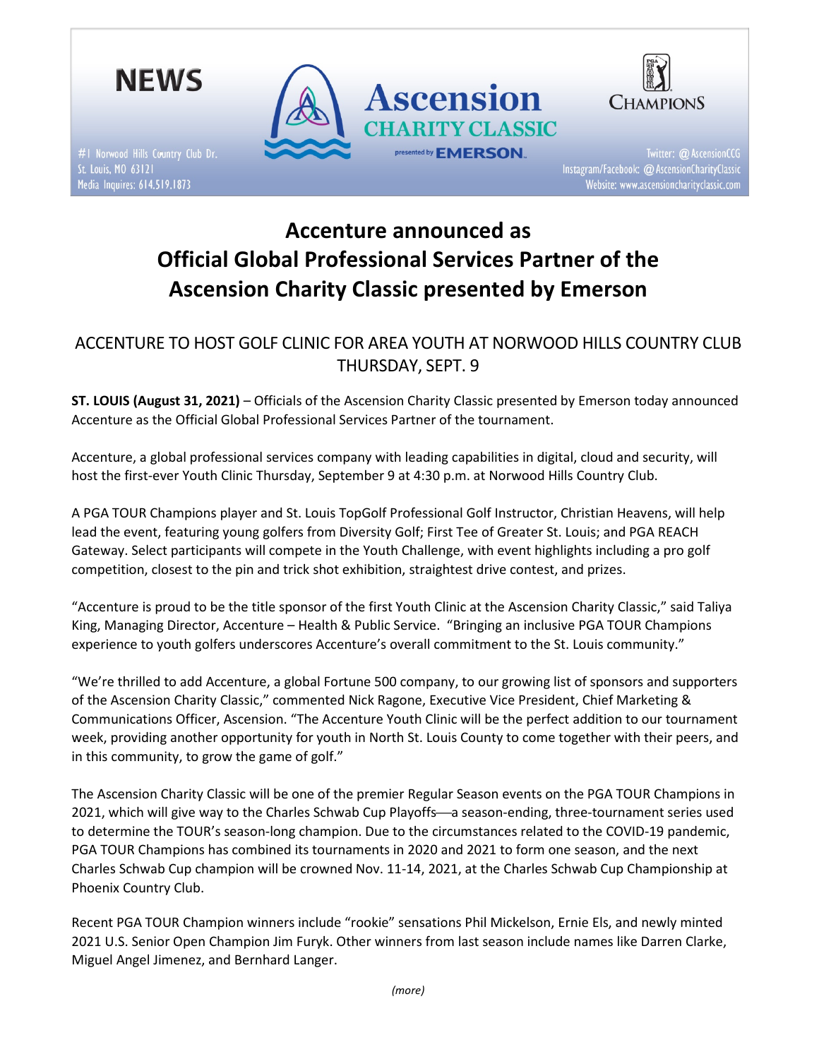NEWS

#1 Norwood Hills Country Club Dr.
St. Louis, MO 63121
Media Inquires: 614.519.1873

Ascension CHARITY CLASSIC presented by EMERSON

CHAMPIONS

Twitter: @AscensionCCG
Instagram/Facebook: @AscensionCharityClassic
Website: www.ascensioncharityclassic.com

# Accenture announced as Official Global Professional Services Partner of the Ascension Charity Classic presented by Emerson

## ACCENTURE TO HOST GOLF CLINIC FOR AREA YOUTH AT NORWOOD HILLS COUNTRY CLUB THURSDAY, SEPT. 9

**ST. LOUIS (August 31, 2021)** – Officials of the Ascension Charity Classic presented by Emerson today announced Accenture as the Official Global Professional Services Partner of the tournament.

Accenture, a global professional services company with leading capabilities in digital, cloud and security, will host the first-ever Youth Clinic Thursday, September 9 at 4:30 p.m. at Norwood Hills Country Club.

A PGA TOUR Champions player and St. Louis TopGolf Professional Golf Instructor, Christian Heavens, will help lead the event, featuring young golfers from Diversity Golf; First Tee of Greater St. Louis; and PGA REACH Gateway. Select participants will compete in the Youth Challenge, with event highlights including a pro golf competition, closest to the pin and trick shot exhibition, straightest drive contest, and prizes.

"Accenture is proud to be the title sponsor of the first Youth Clinic at the Ascension Charity Classic," said Taliya King, Managing Director, Accenture – Health & Public Service. "Bringing an inclusive PGA TOUR Champions experience to youth golfers underscores Accenture's overall commitment to the St. Louis community."

"We're thrilled to add Accenture, a global Fortune 500 company, to our growing list of sponsors and supporters of the Ascension Charity Classic," commented Nick Ragone, Executive Vice President, Chief Marketing & Communications Officer, Ascension. "The Accenture Youth Clinic will be the perfect addition to our tournament week, providing another opportunity for youth in North St. Louis County to come together with their peers, and in this community, to grow the game of golf."

The Ascension Charity Classic will be one of the premier Regular Season events on the PGA TOUR Champions in 2021, which will give way to the Charles Schwab Cup Playoffs—a season-ending, three-tournament series used to determine the TOUR's season-long champion. Due to the circumstances related to the COVID-19 pandemic, PGA TOUR Champions has combined its tournaments in 2020 and 2021 to form one season, and the next Charles Schwab Cup champion will be crowned Nov. 11-14, 2021, at the Charles Schwab Cup Championship at Phoenix Country Club.

Recent PGA TOUR Champion winners include "rookie" sensations Phil Mickelson, Ernie Els, and newly minted 2021 U.S. Senior Open Champion Jim Furyk. Other winners from last season include names like Darren Clarke, Miguel Angel Jimenez, and Bernhard Langer.

*(more)*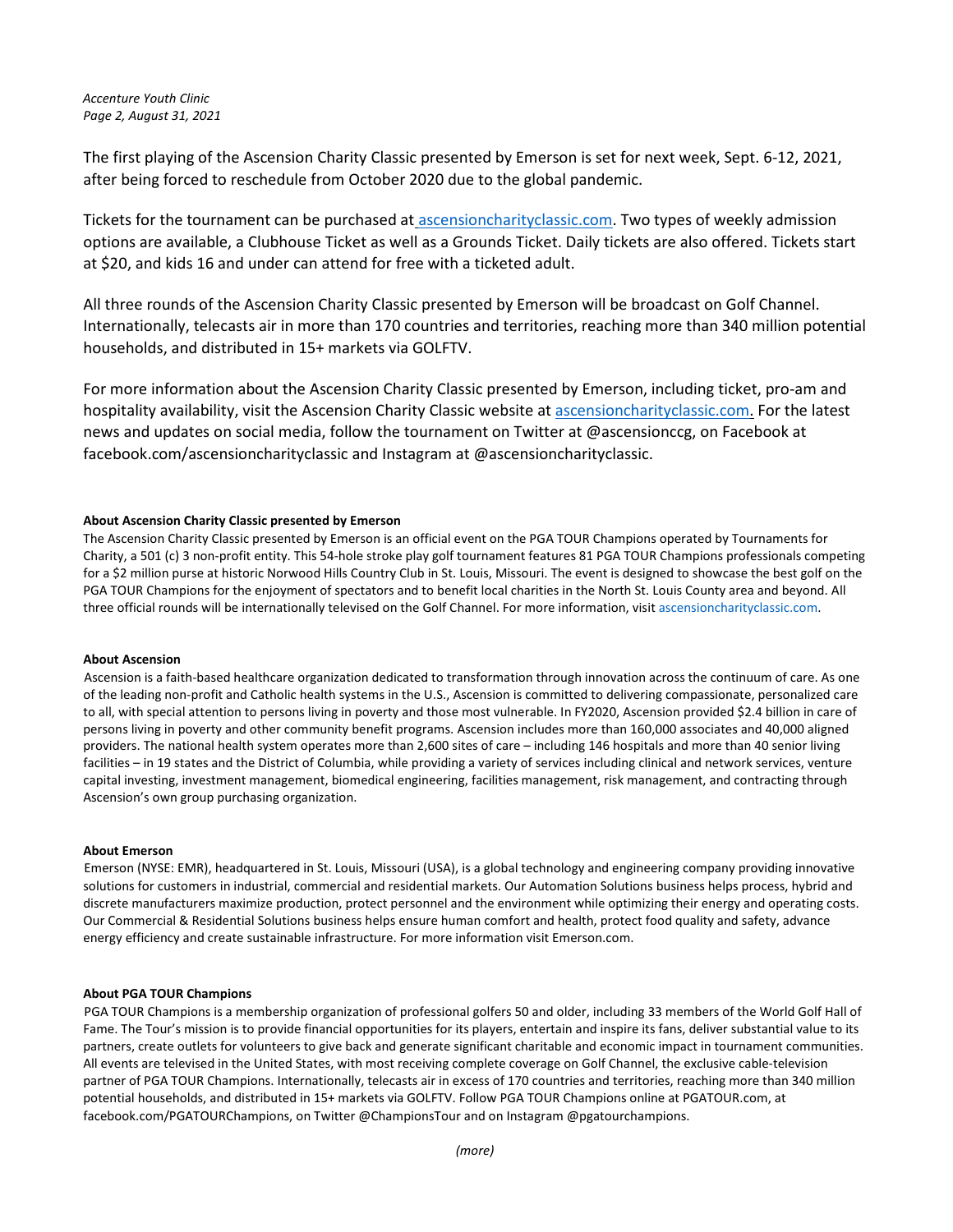The first playing of the Ascension Charity Classic presented by Emerson is set for next week, Sept. 6-12, 2021, after being forced to reschedule from October 2020 due to the global pandemic.

Tickets for the tournament can be purchased at ascensioncharityclassic.com. Two types of weekly admission options are available, a Clubhouse Ticket as well as a Grounds Ticket. Daily tickets are also offered. Tickets start at $20, and kids 16 and under can attend for free with a ticketed adult.

All three rounds of the Ascension Charity Classic presented by Emerson will be broadcast on Golf Channel. Internationally, telecasts air in more than 170 countries and territories, reaching more than 340 million potential households, and distributed in 15+ markets via GOLFTV.

For more information about the Ascension Charity Classic presented by Emerson, including ticket, pro-am and hospitality availability, visit the Ascension Charity Classic website at ascensioncharityclassic.com. For the latest news and updates on social media, follow the tournament on Twitter at @ascensionccg, on Facebook at facebook.com/ascensioncharityclassic and Instagram at @ascensioncharityclassic.

**About Ascension Charity Classic presented by Emerson**

The Ascension Charity Classic presented by Emerson is an official event on the PGA TOUR Champions operated by Tournaments for Charity, a 501 (c) 3 non-profit entity. This 54-hole stroke play golf tournament features 81 PGA TOUR Champions professionals competing for a $2 million purse at historic Norwood Hills Country Club in St. Louis, Missouri. The event is designed to showcase the best golf on the PGA TOUR Champions for the enjoyment of spectators and to benefit local charities in the North St. Louis County area and beyond. All three official rounds will be internationally televised on the Golf Channel. For more information, visit ascensioncharityclassic.com.

**About Ascension**

Ascension is a faith-based healthcare organization dedicated to transformation through innovation across the continuum of care. As one of the leading non-profit and Catholic health systems in the U.S., Ascension is committed to delivering compassionate, personalized care to all, with special attention to persons living in poverty and those most vulnerable. In FY2020, Ascension provided $2.4 billion in care of persons living in poverty and other community benefit programs. Ascension includes more than 160,000 associates and 40,000 aligned providers. The national health system operates more than 2,600 sites of care – including 146 hospitals and more than 40 senior living facilities – in 19 states and the District of Columbia, while providing a variety of services including clinical and network services, venture capital investing, investment management, biomedical engineering, facilities management, risk management, and contracting through Ascension's own group purchasing organization.

**About Emerson**

Emerson (NYSE: EMR), headquartered in St. Louis, Missouri (USA), is a global technology and engineering company providing innovative solutions for customers in industrial, commercial and residential markets. Our Automation Solutions business helps process, hybrid and discrete manufacturers maximize production, protect personnel and the environment while optimizing their energy and operating costs. Our Commercial & Residential Solutions business helps ensure human comfort and health, protect food quality and safety, advance energy efficiency and create sustainable infrastructure. For more information visit Emerson.com.

**About PGA TOUR Champions**

PGA TOUR Champions is a membership organization of professional golfers 50 and older, including 33 members of the World Golf Hall of Fame. The Tour's mission is to provide financial opportunities for its players, entertain and inspire its fans, deliver substantial value to its partners, create outlets for volunteers to give back and generate significant charitable and economic impact in tournament communities. All events are televised in the United States, with most receiving complete coverage on Golf Channel, the exclusive cable-television partner of PGA TOUR Champions. Internationally, telecasts air in excess of 170 countries and territories, reaching more than 340 million potential households, and distributed in 15+ markets via GOLFTV. Follow PGA TOUR Champions online at PGATOUR.com, at facebook.com/PGATOURChampions, on Twitter @ChampionsTour and on Instagram @pgatourchampions.

*(more)*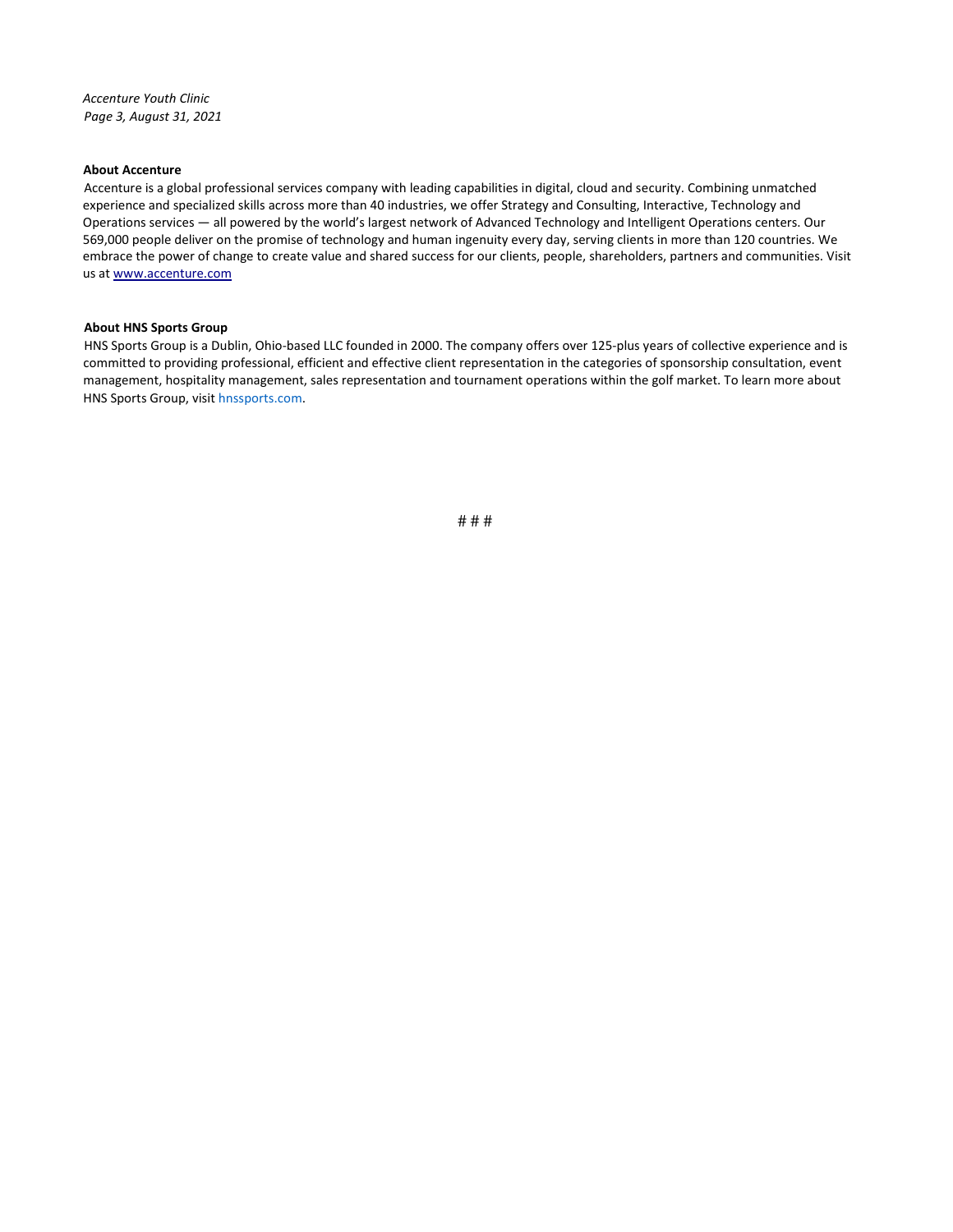**About Accenture**

Accenture is a global professional services company with leading capabilities in digital, cloud and security. Combining unmatched experience and specialized skills across more than 40 industries, we offer Strategy and Consulting, Interactive, Technology and Operations services — all powered by the world's largest network of Advanced Technology and Intelligent Operations centers. Our 569,000 people deliver on the promise of technology and human ingenuity every day, serving clients in more than 120 countries. We embrace the power of change to create value and shared success for our clients, people, shareholders, partners and communities. Visit us at [www.accenture.com](http://www.accenture.com)

**About HNS Sports Group**

HNS Sports Group is a Dublin, Ohio-based LLC founded in 2000. The company offers over 125-plus years of collective experience and is committed to providing professional, efficient and effective client representation in the categories of sponsorship consultation, event management, hospitality management, sales representation and tournament operations within the golf market. To learn more about HNS Sports Group, visit hnssports.com.

# # #